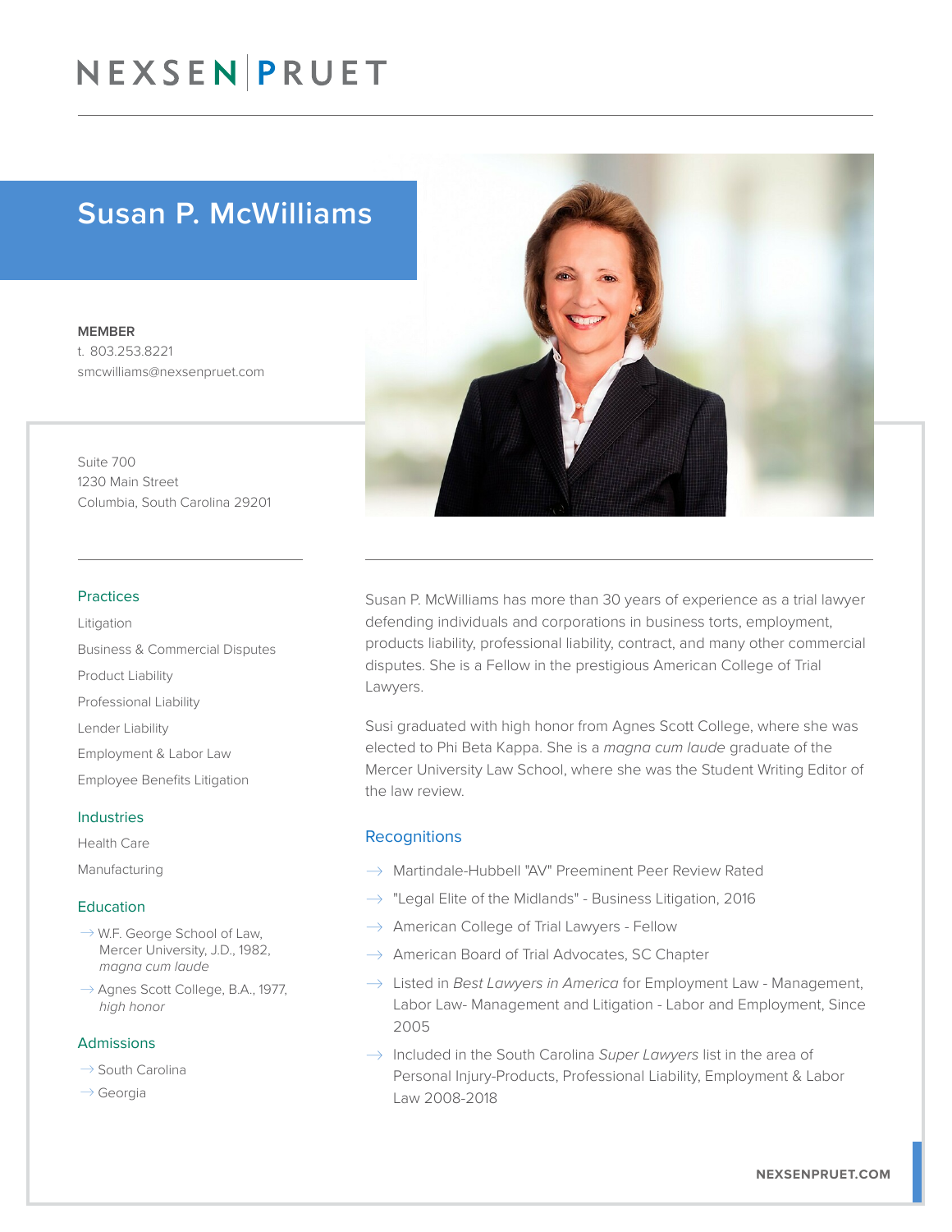# NEXSEN PRUET

## Susan P. McWilliams

**MEMBER**
t. 803.253.8221
smcwilliams@nexsenpruet.com

Suite 700
1230 Main Street
Columbia, South Carolina 29201

### Practices

Litigation

Business & Commercial Disputes

Product Liability

Professional Liability

Lender Liability

Employment & Labor Law

Employee Benefits Litigation

### Industries

Health Care

Manufacturing

### Education

- W.F. George School of Law, Mercer University, J.D., 1982, *magna cum laude*
- Agnes Scott College, B.A., 1977, *high honor*

### Admissions

- South Carolina
- Georgia

Susan P. McWilliams has more than 30 years of experience as a trial lawyer defending individuals and corporations in business torts, employment, products liability, professional liability, contract, and many other commercial disputes. She is a Fellow in the prestigious American College of Trial Lawyers.

Susi graduated with high honor from Agnes Scott College, where she was elected to Phi Beta Kappa. She is a *magna cum laude* graduate of the Mercer University Law School, where she was the Student Writing Editor of the law review.

### Recognitions

- Martindale-Hubbell "AV" Preeminent Peer Review Rated
- "Legal Elite of the Midlands" - Business Litigation, 2016
- American College of Trial Lawyers - Fellow
- American Board of Trial Advocates, SC Chapter
- Listed in *Best Lawyers in America* for Employment Law - Management, Labor Law- Management and Litigation - Labor and Employment, Since 2005
- Included in the South Carolina *Super Lawyers* list in the area of Personal Injury-Products, Professional Liability, Employment & Labor Law 2008-2018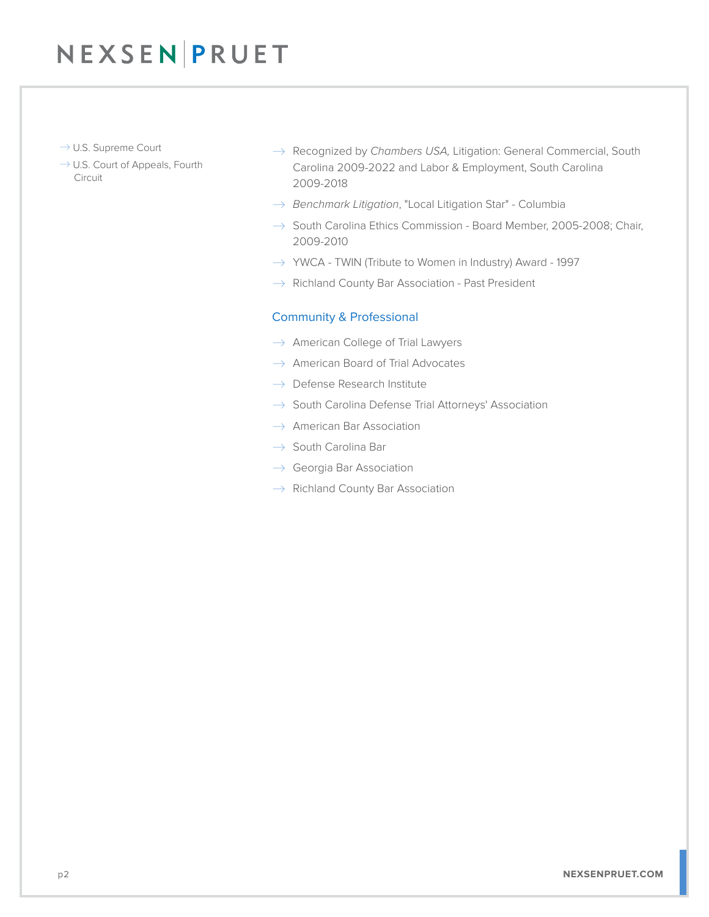- U.S. Supreme Court
- U.S. Court of Appeals, Fourth Circuit

- Recognized by *Chambers USA,* Litigation: General Commercial, South Carolina 2009-2022 and Labor & Employment, South Carolina 2009-2018
- *Benchmark Litigation*, "Local Litigation Star" - Columbia
- South Carolina Ethics Commission - Board Member, 2005-2008; Chair, 2009-2010
- YWCA - TWIN (Tribute to Women in Industry) Award - 1997
- Richland County Bar Association - Past President

## Community & Professional

- American College of Trial Lawyers
- American Board of Trial Advocates
- Defense Research Institute
- South Carolina Defense Trial Attorneys' Association
- American Bar Association
- South Carolina Bar
- Georgia Bar Association
- Richland County Bar Association